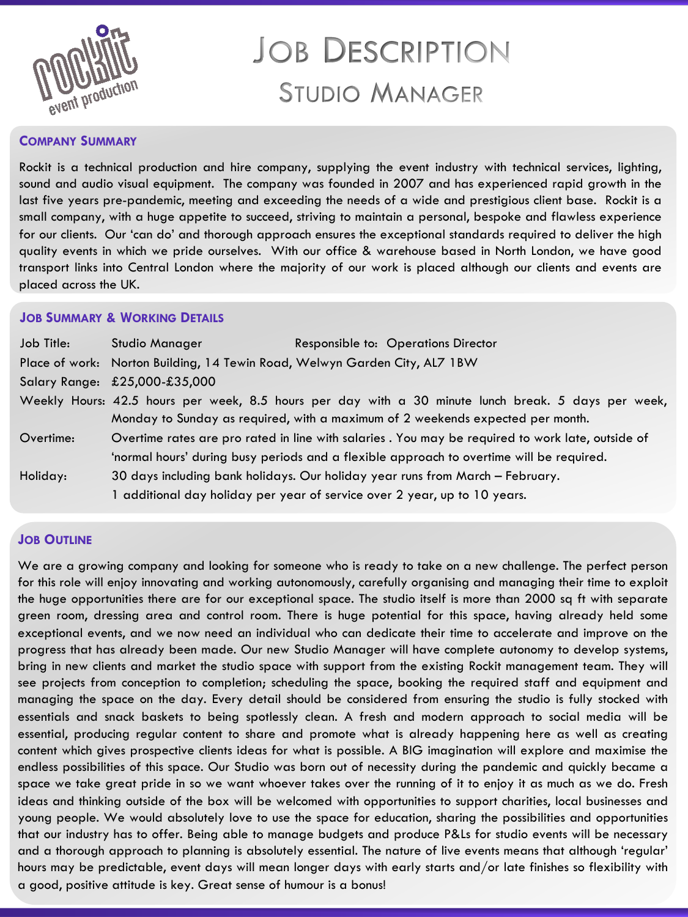# Job Description

## Studio Manager

### Company Summary

Rockit is a technical production and hire company, supplying the event industry with technical services, lighting, sound and audio visual equipment. The company was founded in 2007 and has experienced rapid growth in the last five years pre-pandemic, meeting and exceeding the needs of a wide and prestigious client base. Rockit is a small company, with a huge appetite to succeed, striving to maintain a personal, bespoke and flawless experience for our clients. Our 'can do' and thorough approach ensures the exceptional standards required to deliver the high quality events in which we pride ourselves. With our office & warehouse based in North London, we have good transport links into Central London where the majority of our work is placed although our clients and events are placed across the UK.

### Job Summary & Working Details

Job Title: Studio Manager — Responsible to: Operations Director

Place of work: Norton Building, 14 Tewin Road, Welwyn Garden City, AL7 1BW

Salary Range: £25,000-£35,000

Weekly Hours: 42.5 hours per week, 8.5 hours per day with a 30 minute lunch break. 5 days per week, Monday to Sunday as required, with a maximum of 2 weekends expected per month.

Overtime: Overtime rates are pro rated in line with salaries . You may be required to work late, outside of 'normal hours' during busy periods and a flexible approach to overtime will be required.

Holiday: 30 days including bank holidays. Our holiday year runs from March – February. 1 additional day holiday per year of service over 2 year, up to 10 years.

### Job Outline

We are a growing company and looking for someone who is ready to take on a new challenge. The perfect person for this role will enjoy innovating and working autonomously, carefully organising and managing their time to exploit the huge opportunities there are for our exceptional space. The studio itself is more than 2000 sq ft with separate green room, dressing area and control room. There is huge potential for this space, having already held some exceptional events, and we now need an individual who can dedicate their time to accelerate and improve on the progress that has already been made. Our new Studio Manager will have complete autonomy to develop systems, bring in new clients and market the studio space with support from the existing Rockit management team. They will see projects from conception to completion; scheduling the space, booking the required staff and equipment and managing the space on the day. Every detail should be considered from ensuring the studio is fully stocked with essentials and snack baskets to being spotlessly clean. A fresh and modern approach to social media will be essential, producing regular content to share and promote what is already happening here as well as creating content which gives prospective clients ideas for what is possible. A BIG imagination will explore and maximise the endless possibilities of this space. Our Studio was born out of necessity during the pandemic and quickly became a space we take great pride in so we want whoever takes over the running of it to enjoy it as much as we do. Fresh ideas and thinking outside of the box will be welcomed with opportunities to support charities, local businesses and young people. We would absolutely love to use the space for education, sharing the possibilities and opportunities that our industry has to offer. Being able to manage budgets and produce P&Ls for studio events will be necessary and a thorough approach to planning is absolutely essential. The nature of live events means that although 'regular' hours may be predictable, event days will mean longer days with early starts and/or late finishes so flexibility with a good, positive attitude is key. Great sense of humour is a bonus!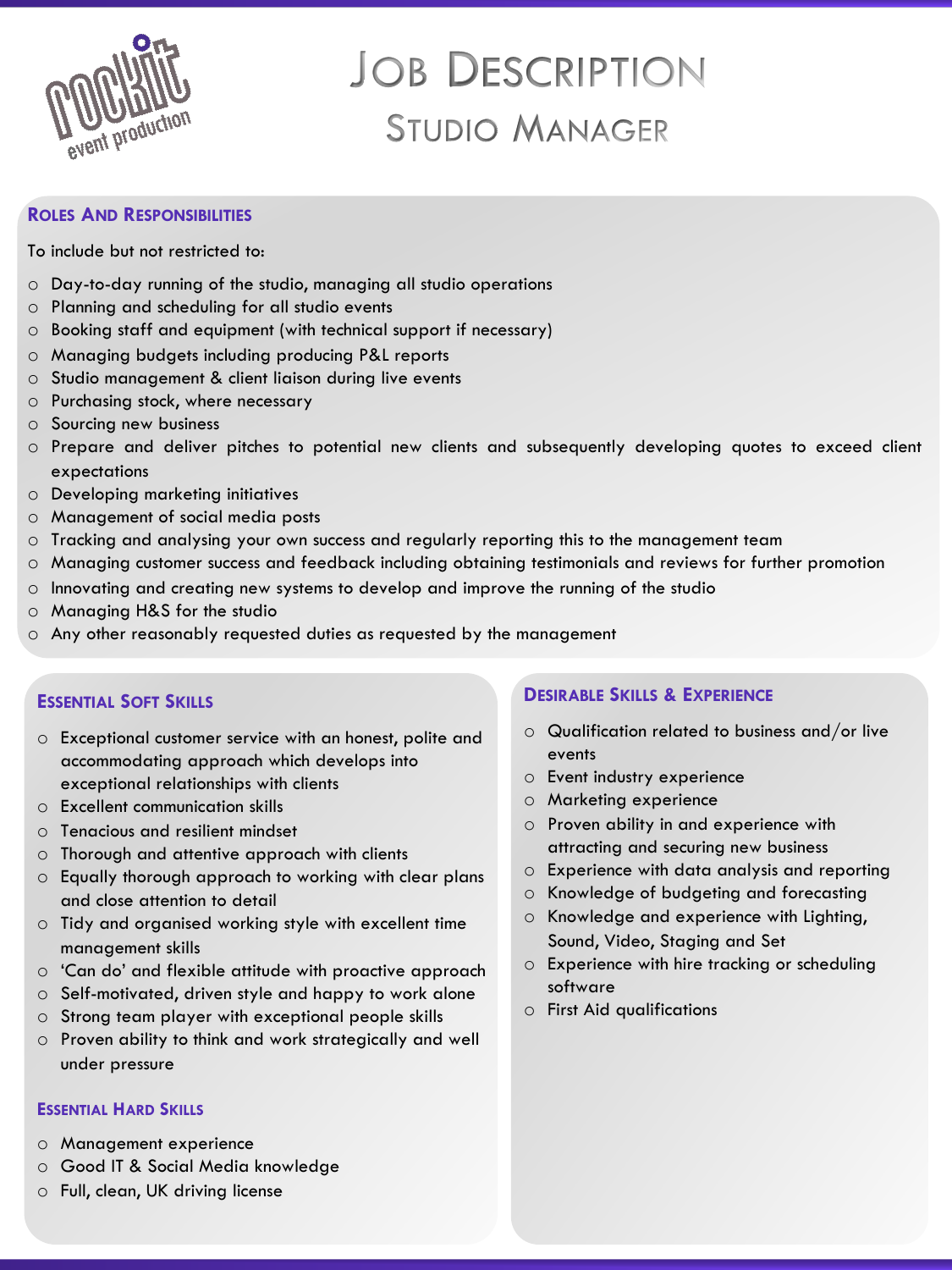# Job Description

## Studio Manager

### Roles And Responsibilities

To include but not restricted to:

- Day-to-day running of the studio, managing all studio operations
- Planning and scheduling for all studio events
- Booking staff and equipment (with technical support if necessary)
- Managing budgets including producing P&L reports
- Studio management & client liaison during live events
- Purchasing stock, where necessary
- Sourcing new business
- Prepare and deliver pitches to potential new clients and subsequently developing quotes to exceed client expectations
- Developing marketing initiatives
- Management of social media posts
- Tracking and analysing your own success and regularly reporting this to the management team
- Managing customer success and feedback including obtaining testimonials and reviews for further promotion
- Innovating and creating new systems to develop and improve the running of the studio
- Managing H&S for the studio
- Any other reasonably requested duties as requested by the management

### Essential Soft Skills

- Exceptional customer service with an honest, polite and accommodating approach which develops into exceptional relationships with clients
- Excellent communication skills
- Tenacious and resilient mindset
- Thorough and attentive approach with clients
- Equally thorough approach to working with clear plans and close attention to detail
- Tidy and organised working style with excellent time management skills
- 'Can do' and flexible attitude with proactive approach
- Self-motivated, driven style and happy to work alone
- Strong team player with exceptional people skills
- Proven ability to think and work strategically and well under pressure

### Essential Hard Skills

- Management experience
- Good IT & Social Media knowledge
- Full, clean, UK driving license

### Desirable Skills & Experience

- Qualification related to business and/or live events
- Event industry experience
- Marketing experience
- Proven ability in and experience with attracting and securing new business
- Experience with data analysis and reporting
- Knowledge of budgeting and forecasting
- Knowledge and experience with Lighting, Sound, Video, Staging and Set
- Experience with hire tracking or scheduling software
- First Aid qualifications